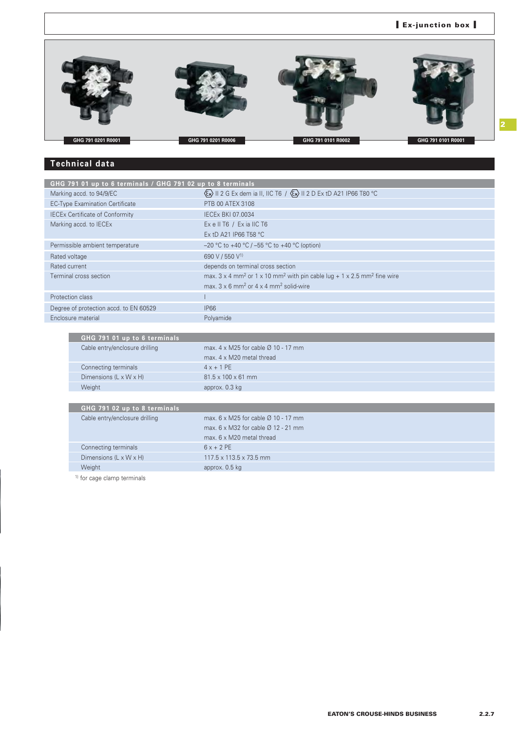Ex-junction box

GHG 791 0201 R0001

GHG 791 0201 R0006

GHG 791 0101 R0002

GHG 791 0101 R0001

## Technical data

| GHG 791 01 up to 6 terminals / GHG 791 02 up to 8 terminals | |
|---|---|
| Marking accd. to 94/9/EC | Ⓔx II 2 G Ex dem ia II, IIC T6 / Ⓔx II 2 D Ex tD A21 IP66 T80 °C |
| EC-Type Examination Certificate | PTB 00 ATEX 3108 |
| IECEx Certificate of Conformity | IECEx BKI 07.0034 |
| Marking accd. to IECEx | Ex e II T6 / Ex ia IIC T6<br>Ex tD A21 IP66 T58 °C |
| Permissible ambient temperature | –20 °C to +40 °C / –55 °C to +40 °C (option) |
| Rated voltage | 690 V / 550 V[1] |
| Rated current | depends on terminal cross section |
| Terminal cross section | max. 3 x 4 mm² or 1 x 10 mm² with pin cable lug + 1 x 2.5 mm² fine wire<br>max. 3 x 6 mm² or 4 x 4 mm² solid-wire |
| Protection class | I |
| Degree of protection accd. to EN 60529 | IP66 |
| Enclosure material | Polyamide |

| GHG 791 01 up to 6 terminals | |
|---|---|
| Cable entry/enclosure drilling | max. 4 x M25 for cable Ø 10 - 17 mm<br>max. 4 x M20 metal thread |
| Connecting terminals | 4 x + 1 PE |
| Dimensions (L x W x H) | 81.5 x 100 x 61 mm |
| Weight | approx. 0.3 kg |

| GHG 791 02 up to 8 terminals | |
|---|---|
| Cable entry/enclosure drilling | max. 6 x M25 for cable Ø 10 - 17 mm<br>max. 6 x M32 for cable Ø 12 - 21 mm<br>max. 6 x M20 metal thread |
| Connecting terminals | 6 x + 2 PE |
| Dimensions (L x W x H) | 117.5 x 113.5 x 73.5 mm |
| Weight | approx. 0.5 kg |

[1] for cage clamp terminals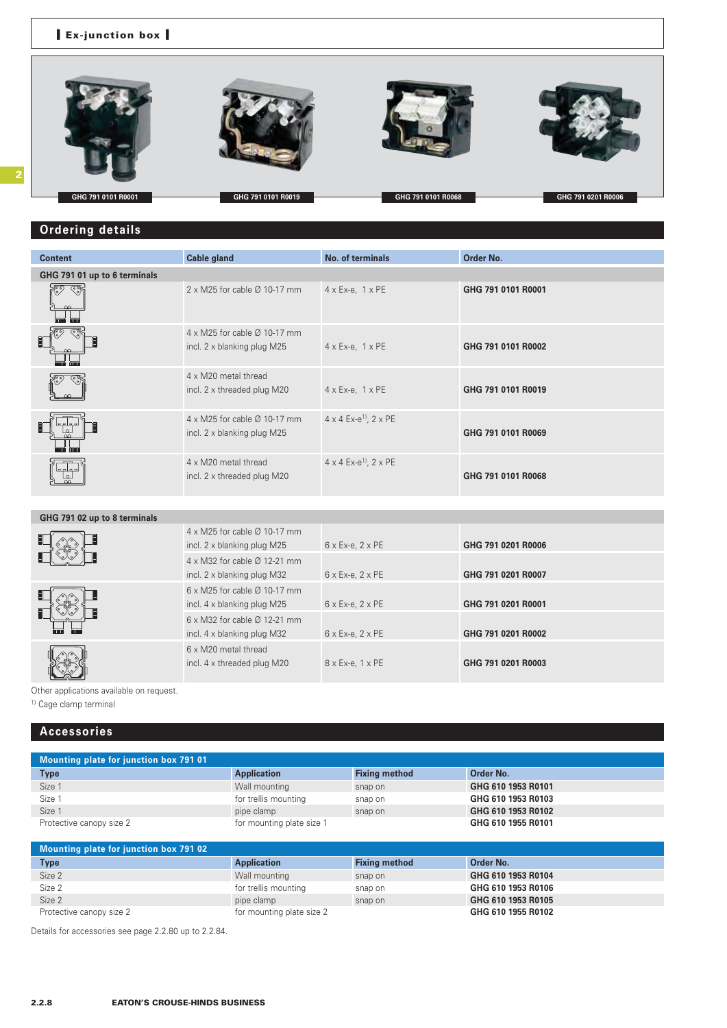# Ex-junction box

GHG 791 0101 R0001

GHG 791 0101 R0019

GHG 791 0101 R0068

GHG 791 0201 R0006

## Ordering details

| Content | Cable gland | No. of terminals | Order No. |
|---|---|---|---|
| **GHG 791 01 up to 6 terminals** | | | |
| | 2 x M25 for cable Ø 10-17 mm | 4 x Ex-e, 1 x PE | **GHG 791 0101 R0001** |
| | 4 x M25 for cable Ø 10-17 mm incl. 2 x blanking plug M25 | 4 x Ex-e, 1 x PE | **GHG 791 0101 R0002** |
| | 4 x M20 metal thread incl. 2 x threaded plug M20 | 4 x Ex-e, 1 x PE | **GHG 791 0101 R0019** |
| | 4 x M25 for cable Ø 10-17 mm incl. 2 x blanking plug M25 | 4 x 4 Ex-e[1], 2 x PE | **GHG 791 0101 R0069** |
| | 4 x M20 metal thread incl. 2 x threaded plug M20 | 4 x 4 Ex-e[1], 2 x PE | **GHG 791 0101 R0068** |
| **GHG 791 02 up to 8 terminals** | | | |
| | 4 x M25 for cable Ø 10-17 mm incl. 2 x blanking plug M25 | 6 x Ex-e, 2 x PE | **GHG 791 0201 R0006** |
| | 4 x M32 for cable Ø 12-21 mm incl. 2 x blanking plug M32 | 6 x Ex-e, 2 x PE | **GHG 791 0201 R0007** |
| | 6 x M25 for cable Ø 10-17 mm incl. 4 x blanking plug M25 | 6 x Ex-e, 2 x PE | **GHG 791 0201 R0001** |
| | 6 x M32 for cable Ø 12-21 mm incl. 4 x blanking plug M32 | 6 x Ex-e, 2 x PE | **GHG 791 0201 R0002** |
| | 6 x M20 metal thread incl. 4 x threaded plug M20 | 8 x Ex-e, 1 x PE | **GHG 791 0201 R0003** |

Other applications available on request.

[1] Cage clamp terminal

## Accessories

**Mounting plate for junction box 791 01**

| Type | Application | Fixing method | Order No. |
|---|---|---|---|
| Size 1 | Wall mounting | snap on | **GHG 610 1953 R0101** |
| Size 1 | for trellis mounting | snap on | **GHG 610 1953 R0103** |
| Size 1 | pipe clamp | snap on | **GHG 610 1953 R0102** |
| Protective canopy size 2 | for mounting plate size 1 | | **GHG 610 1955 R0101** |

**Mounting plate for junction box 791 02**

| Type | Application | Fixing method | Order No. |
|---|---|---|---|
| Size 2 | Wall mounting | snap on | **GHG 610 1953 R0104** |
| Size 2 | for trellis mounting | snap on | **GHG 610 1953 R0106** |
| Size 2 | pipe clamp | snap on | **GHG 610 1953 R0105** |
| Protective canopy size 2 | for mounting plate size 2 | | **GHG 610 1955 R0102** |

Details for accessories see page 2.2.80 up to 2.2.84.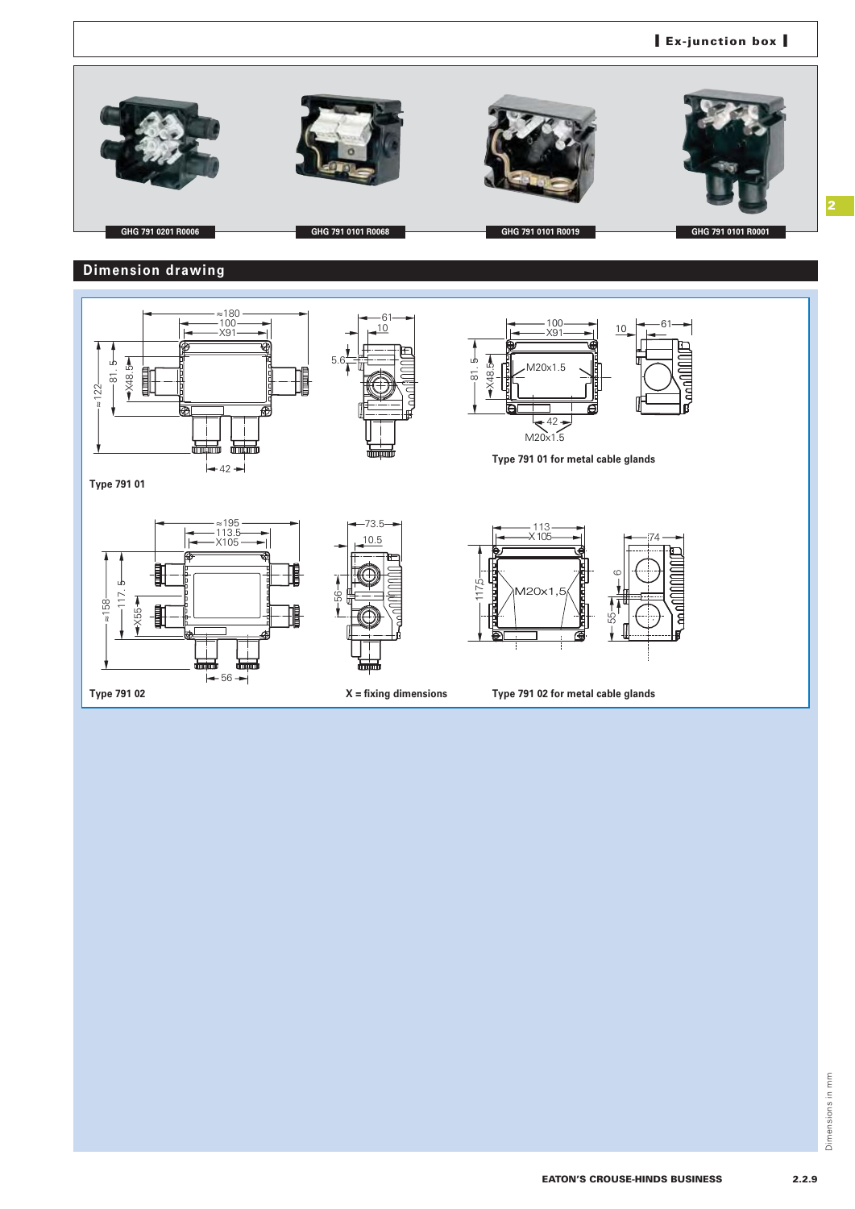GHG 791 0201 R0006

GHG 791 0101 R0068

GHG 791 0101 R0019

GHG 791 0101 R0001

## Dimension drawing

≈180
100
X91
81.5
X48.5
≈122
42
61
10
5.6

Type 791 01

100
X91
81.5
X48.5
M20x1.5
42
M20x1.5
10
61

Type 791 01 for metal cable glands

≈195
113.5
X105
≈158
117.5
X55
56
73.5
10.5
56

Type 791 02

X = fixing dimensions

113
X 105
117.5
M20x1,5
74
6
55

Type 791 02 for metal cable glands

Dimensions in mm